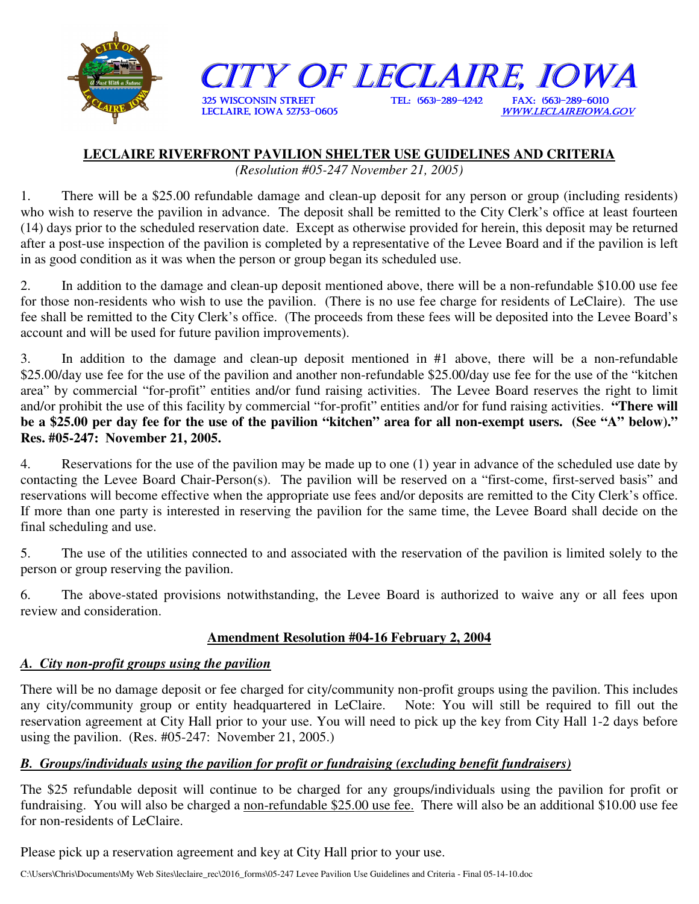# CITY OF LECLAIRE, IOWA

325 WISCONSIN STREET
LECLAIRE, IOWA 52753-0605
TEL: (563)-289-4242
FAX: (563)-289-6010
WWW.LECLAIREIOWA.GOV

## LECLAIRE RIVERFRONT PAVILION SHELTER USE GUIDELINES AND CRITERIA

*(Resolution #05-247 November 21, 2005)*

1. There will be a $25.00 refundable damage and clean-up deposit for any person or group (including residents) who wish to reserve the pavilion in advance. The deposit shall be remitted to the City Clerk's office at least fourteen (14) days prior to the scheduled reservation date. Except as otherwise provided for herein, this deposit may be returned after a post-use inspection of the pavilion is completed by a representative of the Levee Board and if the pavilion is left in as good condition as it was when the person or group began its scheduled use.

2. In addition to the damage and clean-up deposit mentioned above, there will be a non-refundable $10.00 use fee for those non-residents who wish to use the pavilion. (There is no use fee charge for residents of LeClaire). The use fee shall be remitted to the City Clerk's office. (The proceeds from these fees will be deposited into the Levee Board's account and will be used for future pavilion improvements).

3. In addition to the damage and clean-up deposit mentioned in #1 above, there will be a non-refundable $25.00/day use fee for the use of the pavilion and another non-refundable $25.00/day use fee for the use of the "kitchen area" by commercial "for-profit" entities and/or fund raising activities. The Levee Board reserves the right to limit and/or prohibit the use of this facility by commercial "for-profit" entities and/or for fund raising activities. **"There will be a $25.00 per day fee for the use of the pavilion "kitchen" area for all non-exempt users. (See "A" below)." Res. #05-247: November 21, 2005.**

4. Reservations for the use of the pavilion may be made up to one (1) year in advance of the scheduled use date by contacting the Levee Board Chair-Person(s). The pavilion will be reserved on a "first-come, first-served basis" and reservations will become effective when the appropriate use fees and/or deposits are remitted to the City Clerk's office. If more than one party is interested in reserving the pavilion for the same time, the Levee Board shall decide on the final scheduling and use.

5. The use of the utilities connected to and associated with the reservation of the pavilion is limited solely to the person or group reserving the pavilion.

6. The above-stated provisions notwithstanding, the Levee Board is authorized to waive any or all fees upon review and consideration.

## Amendment Resolution #04-16 February 2, 2004

### *A. City non-profit groups using the pavilion*

There will be no damage deposit or fee charged for city/community non-profit groups using the pavilion. This includes any city/community group or entity headquartered in LeClaire. Note: You will still be required to fill out the reservation agreement at City Hall prior to your use. You will need to pick up the key from City Hall 1-2 days before using the pavilion. (Res. #05-247: November 21, 2005.)

### *B. Groups/individuals using the pavilion for profit or fundraising (excluding benefit fundraisers)*

The $25 refundable deposit will continue to be charged for any groups/individuals using the pavilion for profit or fundraising. You will also be charged a non-refundable $25.00 use fee. There will also be an additional $10.00 use fee for non-residents of LeClaire.

Please pick up a reservation agreement and key at City Hall prior to your use.

C:\Users\Chris\Documents\My Web Sites\leclaire_rec\2016_forms\05-247 Levee Pavilion Use Guidelines and Criteria - Final 05-14-10.doc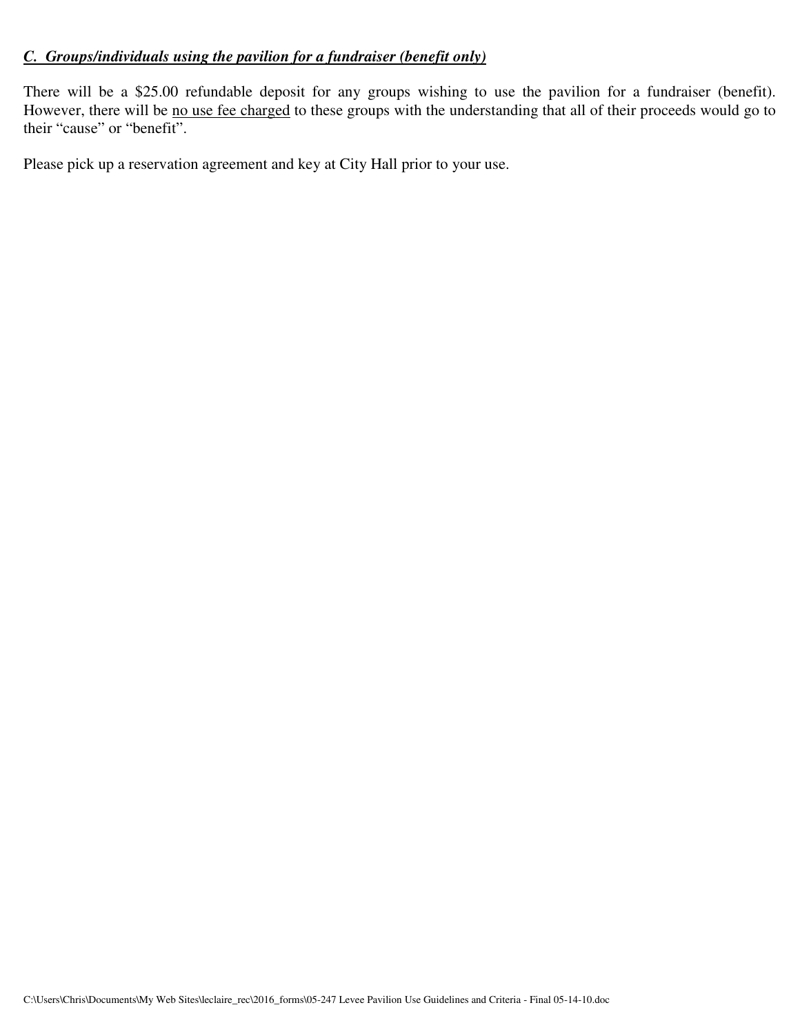***<u>C. Groups/individuals using the pavilion for a fundraiser (benefit only)</u>***

There will be a $25.00 refundable deposit for any groups wishing to use the pavilion for a fundraiser (benefit). However, there will be <u>no use fee charged</u> to these groups with the understanding that all of their proceeds would go to their "cause" or "benefit".

Please pick up a reservation agreement and key at City Hall prior to your use.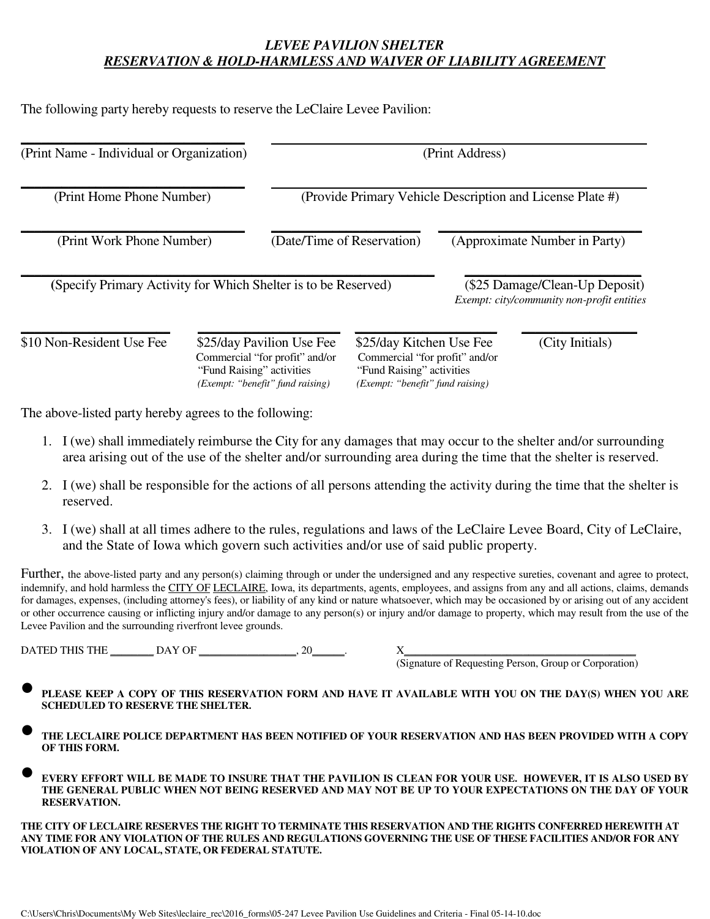## *LEVEE PAVILION SHELTER*
## ***RESERVATION & HOLD-HARMLESS AND WAIVER OF LIABILITY AGREEMENT***

The following party hereby requests to reserve the LeClaire Levee Pavilion:

______________________________ (Print Name - Individual or Organization)

______________________________ (Print Address)

______________________________ (Print Home Phone Number)

______________________________ (Provide Primary Vehicle Description and License Plate #)

______________________________ (Print Work Phone Number)

______________________________ (Date/Time of Reservation)

______________________________ (Approximate Number in Party)

______________________________ (Specify Primary Activity for Which Shelter is to be Reserved)

______________________________ ($25 Damage/Clean-Up Deposit)
*Exempt: city/community non-profit entities*

______________________________ $10 Non-Resident Use Fee

______________________________ $25/day Pavilion Use Fee
Commercial "for profit" and/or "Fund Raising" activities
*(Exempt: "benefit" fund raising)*

______________________________ $25/day Kitchen Use Fee
Commercial "for profit" and/or "Fund Raising" activities
*(Exempt: "benefit" fund raising)*

______________________________ (City Initials)

The above-listed party hereby agrees to the following:

1. I (we) shall immediately reimburse the City for any damages that may occur to the shelter and/or surrounding area arising out of the use of the shelter and/or surrounding area during the time that the shelter is reserved.
2. I (we) shall be responsible for the actions of all persons attending the activity during the time that the shelter is reserved.
3. I (we) shall at all times adhere to the rules, regulations and laws of the LeClaire Levee Board, City of LeClaire, and the State of Iowa which govern such activities and/or use of said public property.

Further, the above-listed party and any person(s) claiming through or under the undersigned and any respective sureties, covenant and agree to protect, indemnify, and hold harmless the CITY OF LECLAIRE, Iowa, its departments, agents, employees, and assigns from any and all actions, claims, demands for damages, expenses, (including attorney's fees), or liability of any kind or nature whatsoever, which may be occasioned by or arising out of any accident or other occurrence causing or inflicting injury and/or damage to any person(s) or injury and/or damage to property, which may result from the use of the Levee Pavilion and the surrounding riverfront levee grounds.

DATED THIS THE ________ DAY OF _________________, 20______.

X_________________________________________
(Signature of Requesting Person, Group or Corporation)

- **PLEASE KEEP A COPY OF THIS RESERVATION FORM AND HAVE IT AVAILABLE WITH YOU ON THE DAY(S) WHEN YOU ARE SCHEDULED TO RESERVE THE SHELTER.**
- **THE LECLAIRE POLICE DEPARTMENT HAS BEEN NOTIFIED OF YOUR RESERVATION AND HAS BEEN PROVIDED WITH A COPY OF THIS FORM.**
- **EVERY EFFORT WILL BE MADE TO INSURE THAT THE PAVILION IS CLEAN FOR YOUR USE. HOWEVER, IT IS ALSO USED BY THE GENERAL PUBLIC WHEN NOT BEING RESERVED AND MAY NOT BE UP TO YOUR EXPECTATIONS ON THE DAY OF YOUR RESERVATION.**

**THE CITY OF LECLAIRE RESERVES THE RIGHT TO TERMINATE THIS RESERVATION AND THE RIGHTS CONFERRED HEREWITH AT ANY TIME FOR ANY VIOLATION OF THE RULES AND REGULATIONS GOVERNING THE USE OF THESE FACILITIES AND/OR FOR ANY VIOLATION OF ANY LOCAL, STATE, OR FEDERAL STATUTE.**

C:\Users\Chris\Documents\My Web Sites\leclaire_rec\2016_forms\05-247 Levee Pavilion Use Guidelines and Criteria - Final 05-14-10.doc